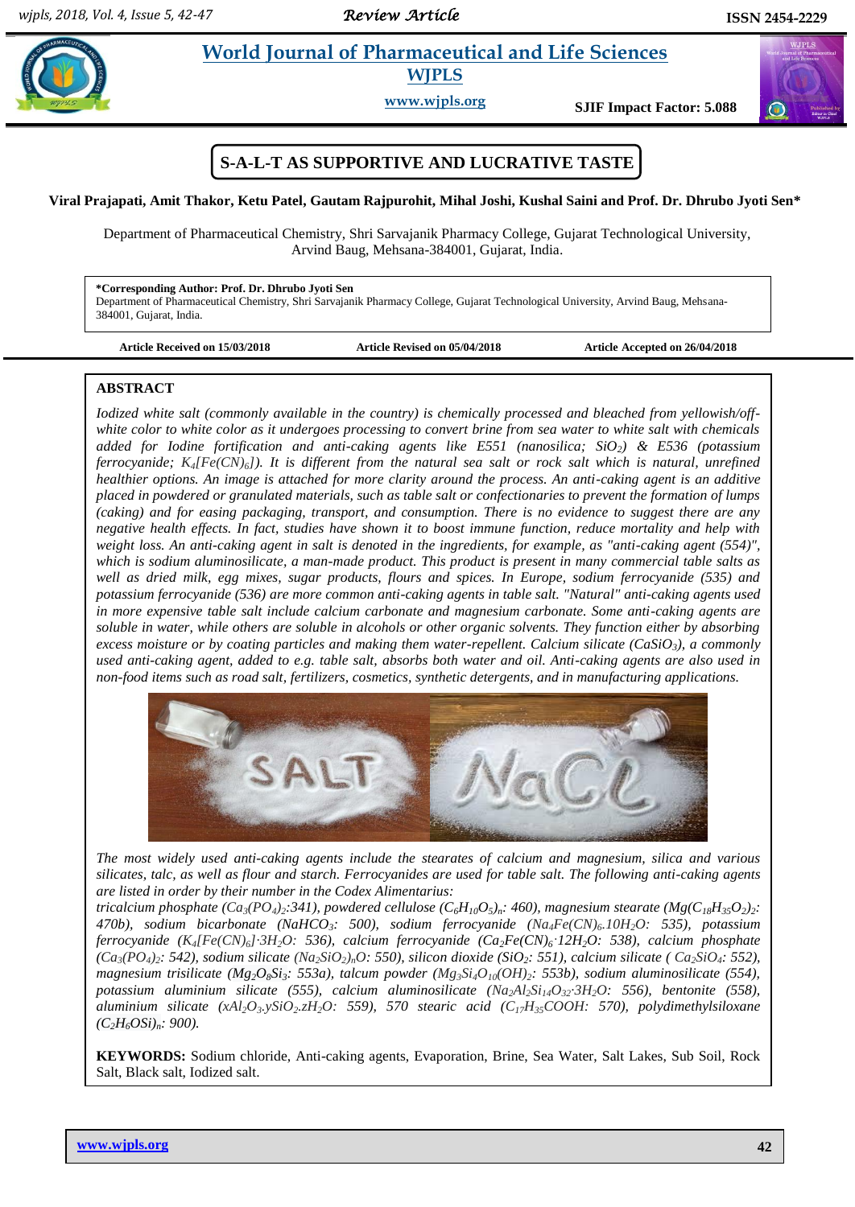# World Journal of Pharmaceutical and Life Sciences

**WJPLS**

www.wjpls.org

**SJIF Impact Factor: 5.088**

## S-A-L-T AS SUPPORTIVE AND LUCRATIVE TASTE

**Viral Prajapati, Amit Thakor, Ketu Patel, Gautam Rajpurohit, Mihal Joshi, Kushal Saini and Prof. Dr. Dhrubo Jyoti Sen***

Department of Pharmaceutical Chemistry, Shri Sarvajanik Pharmacy College, Gujarat Technological University, Arvind Baug, Mehsana-384001, Gujarat, India.

**\*Corresponding Author: Prof. Dr. Dhrubo Jyoti Sen**
Department of Pharmaceutical Chemistry, Shri Sarvajanik Pharmacy College, Gujarat Technological University, Arvind Baug, Mehsana-384001, Gujarat, India.

**Article Received on 15/03/2018** **Article Revised on 05/04/2018** **Article Accepted on 26/04/2018**

### ABSTRACT

*Iodized white salt (commonly available in the country) is chemically processed and bleached from yellowish/off-white color to white color as it undergoes processing to convert brine from sea water to white salt with chemicals added for Iodine fortification and anti-caking agents like E551 (nanosilica; $SiO_2$) & E536 (potassium ferrocyanide; $K_4[Fe(CN)_6]$). It is different from the natural sea salt or rock salt which is natural, unrefined healthier options. An image is attached for more clarity around the process. An anti-caking agent is an additive placed in powdered or granulated materials, such as table salt or confectionaries to prevent the formation of lumps (caking) and for easing packaging, transport, and consumption. There is no evidence to suggest there are any negative health effects. In fact, studies have shown it to boost immune function, reduce mortality and help with weight loss. An anti-caking agent in salt is denoted in the ingredients, for example, as "anti-caking agent (554)", which is sodium aluminosilicate, a man-made product. This product is present in many commercial table salts as well as dried milk, egg mixes, sugar products, flours and spices. In Europe, sodium ferrocyanide (535) and potassium ferrocyanide (536) are more common anti-caking agents in table salt. "Natural" anti-caking agents used in more expensive table salt include calcium carbonate and magnesium carbonate. Some anti-caking agents are soluble in water, while others are soluble in alcohols or other organic solvents. They function either by absorbing excess moisture or by coating particles and making them water-repellent. Calcium silicate ($CaSiO_3$), a commonly used anti-caking agent, added to e.g. table salt, absorbs both water and oil. Anti-caking agents are also used in non-food items such as road salt, fertilizers, cosmetics, synthetic detergents, and in manufacturing applications.*

*The most widely used anti-caking agents include the stearates of calcium and magnesium, silica and various silicates, talc, as well as flour and starch. Ferrocyanides are used for table salt. The following anti-caking agents are listed in order by their number in the Codex Alimentarius:*
*tricalcium phosphate ($Ca_3(PO_4)_2$:341), powdered cellulose ($(C_6H_{10}O_5)_n$: 460), magnesium stearate ($Mg(C_{18}H_{35}O_2)_2$: 470b), sodium bicarbonate ($NaHCO_3$: 500), sodium ferrocyanide ($Na_4Fe(CN)_6.10H_2O$: 535), potassium ferrocyanide ($K_4[Fe(CN)_6]\cdot3H_2O$: 536), calcium ferrocyanide ($Ca_2Fe(CN)_6\cdot12H_2O$: 538), calcium phosphate ($Ca_3(PO_4)_2$: 542), sodium silicate ($(Na_2SiO_2)_nO$: 550), silicon dioxide ($SiO_2$: 551), calcium silicate ( $Ca_2SiO_4$: 552), magnesium trisilicate ($Mg_2O_8Si_3$: 553a), talcum powder ($Mg_3Si_4O_{10}(OH)_2$: 553b), sodium aluminosilicate (554), potassium aluminium silicate (555), calcium aluminosilicate ($Na_2Al_2Si_{14}O_{32}\cdot3H_2O$: 556), bentonite (558), aluminium silicate ($xAl_2O_3.ySiO_2.zH_2O$: 559), 570 stearic acid ($C_{17}H_{35}COOH$: 570), polydimethylsiloxane ($(C_2H_6OSi)_n$: 900).*

**KEYWORDS:** Sodium chloride, Anti-caking agents, Evaporation, Brine, Sea Water, Salt Lakes, Sub Soil, Rock Salt, Black salt, Iodized salt.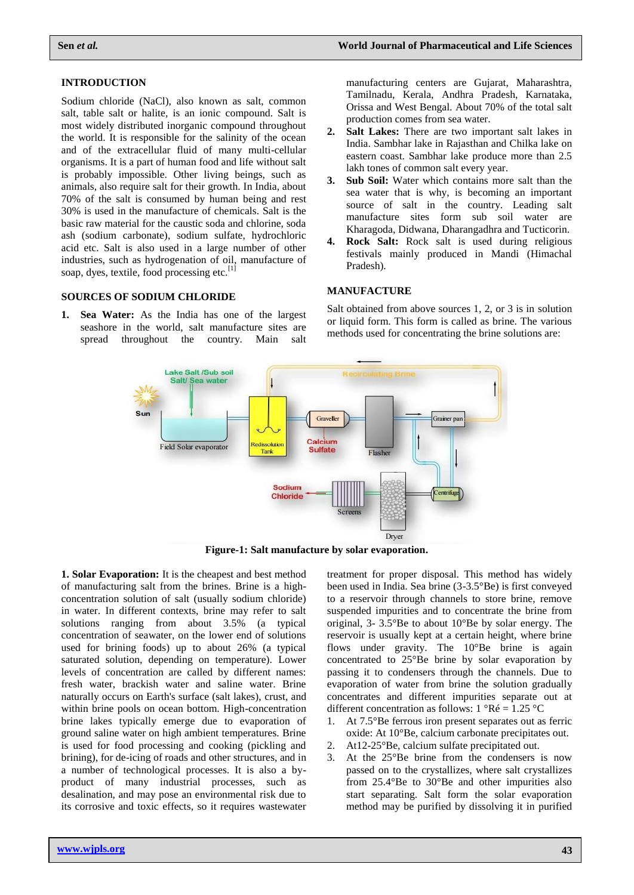## INTRODUCTION

Sodium chloride (NaCl), also known as salt, common salt, table salt or halite, is an ionic compound. Salt is most widely distributed inorganic compound throughout the world. It is responsible for the salinity of the ocean and of the extracellular fluid of many multi-cellular organisms. It is a part of human food and life without salt is probably impossible. Other living beings, such as animals, also require salt for their growth. In India, about 70% of the salt is consumed by human being and rest 30% is used in the manufacture of chemicals. Salt is the basic raw material for the caustic soda and chlorine, soda ash (sodium carbonate), sodium sulfate, hydrochloric acid etc. Salt is also used in a large number of other industries, such as hydrogenation of oil, manufacture of soap, dyes, textile, food processing etc.[1]

## SOURCES OF SODIUM CHLORIDE

1. **Sea Water:** As the India has one of the largest seashore in the world, salt manufacture sites are spread throughout the country. Main salt manufacturing centers are Gujarat, Maharashtra, Tamilnadu, Kerala, Andhra Pradesh, Karnataka, Orissa and West Bengal. About 70% of the total salt production comes from sea water.
2. **Salt Lakes:** There are two important salt lakes in India. Sambhar lake in Rajasthan and Chilka lake on eastern coast. Sambhar lake produce more than 2.5 lakh tones of common salt every year.
3. **Sub Soil:** Water which contains more salt than the sea water that is why, is becoming an important source of salt in the country. Leading salt manufacture sites form sub soil water are Kharagoda, Didwana, Dharangadhra and Tucticorin.
4. **Rock Salt:** Rock salt is used during religious festivals mainly produced in Mandi (Himachal Pradesh).

## MANUFACTURE

Salt obtained from above sources 1, 2, or 3 is in solution or liquid form. This form is called as brine. The various methods used for concentrating the brine solutions are:

**Figure-1: Salt manufacture by solar evaporation.**

**1. Solar Evaporation:** It is the cheapest and best method of manufacturing salt from the brines. Brine is a high-concentration solution of salt (usually sodium chloride) in water. In different contexts, brine may refer to salt solutions ranging from about 3.5% (a typical concentration of seawater, on the lower end of solutions used for brining foods) up to about 26% (a typical saturated solution, depending on temperature). Lower levels of concentration are called by different names: fresh water, brackish water and saline water. Brine naturally occurs on Earth's surface (salt lakes), crust, and within brine pools on ocean bottom. High-concentration brine lakes typically emerge due to evaporation of ground saline water on high ambient temperatures. Brine is used for food processing and cooking (pickling and brining), for de-icing of roads and other structures, and in a number of technological processes. It is also a by-product of many industrial processes, such as desalination, and may pose an environmental risk due to its corrosive and toxic effects, so it requires wastewater treatment for proper disposal. This method has widely been used in India. Sea brine (3-3.5°Be) is first conveyed to a reservoir through channels to store brine, remove suspended impurities and to concentrate the brine from original, 3- 3.5°Be to about 10°Be by solar energy. The reservoir is usually kept at a certain height, where brine flows under gravity. The 10°Be brine is again concentrated to 25°Be brine by solar evaporation by passing it to condensers through the channels. Due to evaporation of water from brine the solution gradually concentrates and different impurities separate out at different concentration as follows: 1 °Ré = 1.25 °C

1. At 7.5°Be ferrous iron present separates out as ferric oxide: At 10°Be, calcium carbonate precipitates out.
2. At12-25°Be, calcium sulfate precipitated out.
3. At the 25°Be brine from the condensers is now passed on to the crystallizes, where salt crystallizes from 25.4°Be to 30°Be and other impurities also start separating. Salt form the solar evaporation method may be purified by dissolving it in purified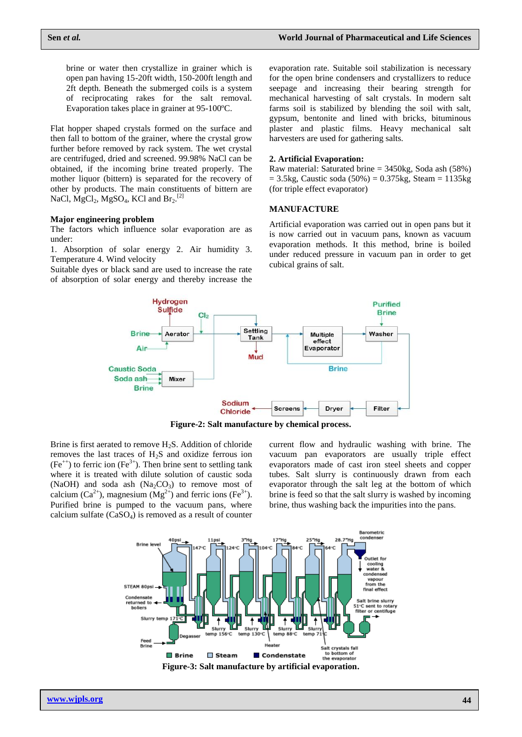brine or water then crystallize in grainer which is open pan having 15-20ft width, 150-200ft length and 2ft depth. Beneath the submerged coils is a system of reciprocating rakes for the salt removal. Evaporation takes place in grainer at 95-100ºC.

Flat hopper shaped crystals formed on the surface and then fall to bottom of the grainer, where the crystal grow further before removed by rack system. The wet crystal are centrifuged, dried and screened. 99.98% NaCl can be obtained, if the incoming brine treated properly. The mother liquor (bittern) is separated for the recovery of other by products. The main constituents of bittern are NaCl, $MgCl_2$, $MgSO_4$, KCl and $Br_2$.[2]

**Major engineering problem**

The factors which influence solar evaporation are as under:

1. Absorption of solar energy 2. Air humidity 3. Temperature 4. Wind velocity

Suitable dyes or black sand are used to increase the rate of absorption of solar energy and thereby increase the evaporation rate. Suitable soil stabilization is necessary for the open brine condensers and crystallizers to reduce seepage and increasing their bearing strength for mechanical harvesting of salt crystals. In modern salt farms soil is stabilized by blending the soil with salt, gypsum, bentonite and lined with bricks, bituminous plaster and plastic films. Heavy mechanical salt harvesters are used for gathering salts.

**2. Artificial Evaporation:**

Raw material: Saturated brine = 3450kg, Soda ash (58%) = 3.5kg, Caustic soda (50%) = 0.375kg, Steam = 1135kg (for triple effect evaporator)

**MANUFACTURE**

Artificial evaporation was carried out in open pans but it is now carried out in vacuum pans, known as vacuum evaporation methods. It this method, brine is boiled under reduced pressure in vacuum pan in order to get cubical grains of salt.

**Figure-2: Salt manufacture by chemical process.**

Brine is first aerated to remove $H_2S$. Addition of chloride removes the last traces of $H_2S$ and oxidize ferrous ion ($Fe^{++}$) to ferric ion ($Fe^{3+}$). Then brine sent to settling tank where it is treated with dilute solution of caustic soda (NaOH) and soda ash ($Na_2CO_3$) to remove most of calcium ($Ca^{2+}$), magnesium ($Mg^{2+}$) and ferric ions ($Fe^{3+}$). Purified brine is pumped to the vacuum pans, where calcium sulfate ($CaSO_4$) is removed as a result of counter current flow and hydraulic washing with brine. The vacuum pan evaporators are usually triple effect evaporators made of cast iron steel sheets and copper tubes. Salt slurry is continuously drawn from each evaporator through the salt leg at the bottom of which brine is feed so that the salt slurry is washed by incoming brine, thus washing back the impurities into the pans.

**Figure-3: Salt manufacture by artificial evaporation.**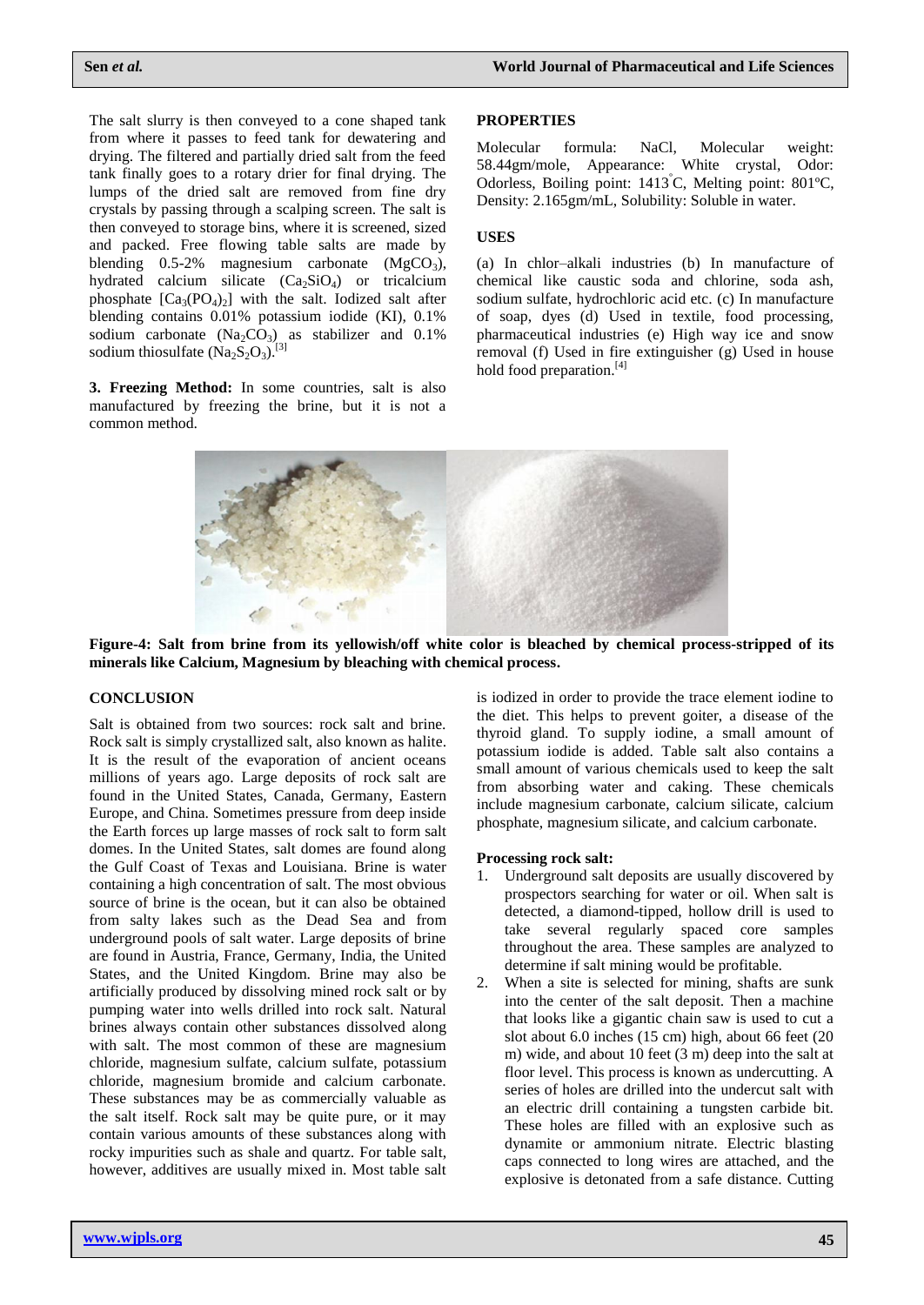The salt slurry is then conveyed to a cone shaped tank from where it passes to feed tank for dewatering and drying. The filtered and partially dried salt from the feed tank finally goes to a rotary drier for final drying. The lumps of the dried salt are removed from fine dry crystals by passing through a scalping screen. The salt is then conveyed to storage bins, where it is screened, sized and packed. Free flowing table salts are made by blending 0.5-2% magnesium carbonate ($MgCO_3$), hydrated calcium silicate ($Ca_2SiO_4$) or tricalcium phosphate [$Ca_3(PO_4)_2$] with the salt. Iodized salt after blending contains 0.01% potassium iodide (KI), 0.1% sodium carbonate ($Na_2CO_3$) as stabilizer and 0.1% sodium thiosulfate ($Na_2S_2O_3$).[3]

**3. Freezing Method:** In some countries, salt is also manufactured by freezing the brine, but it is not a common method.

## PROPERTIES

Molecular formula: NaCl, Molecular weight: 58.44gm/mole, Appearance: White crystal, Odor: Odorless, Boiling point: 1413°C, Melting point: 801ºC, Density: 2.165gm/mL, Solubility: Soluble in water.

## USES

(a) In chlor–alkali industries (b) In manufacture of chemical like caustic soda and chlorine, soda ash, sodium sulfate, hydrochloric acid etc. (c) In manufacture of soap, dyes (d) Used in textile, food processing, pharmaceutical industries (e) High way ice and snow removal (f) Used in fire extinguisher (g) Used in house hold food preparation.[4]

**Figure-4: Salt from brine from its yellowish/off white color is bleached by chemical process-stripped of its minerals like Calcium, Magnesium by bleaching with chemical process.**

## CONCLUSION

Salt is obtained from two sources: rock salt and brine. Rock salt is simply crystallized salt, also known as halite. It is the result of the evaporation of ancient oceans millions of years ago. Large deposits of rock salt are found in the United States, Canada, Germany, Eastern Europe, and China. Sometimes pressure from deep inside the Earth forces up large masses of rock salt to form salt domes. In the United States, salt domes are found along the Gulf Coast of Texas and Louisiana. Brine is water containing a high concentration of salt. The most obvious source of brine is the ocean, but it can also be obtained from salty lakes such as the Dead Sea and from underground pools of salt water. Large deposits of brine are found in Austria, France, Germany, India, the United States, and the United Kingdom. Brine may also be artificially produced by dissolving mined rock salt or by pumping water into wells drilled into rock salt. Natural brines always contain other substances dissolved along with salt. The most common of these are magnesium chloride, magnesium sulfate, calcium sulfate, potassium chloride, magnesium bromide and calcium carbonate. These substances may be as commercially valuable as the salt itself. Rock salt may be quite pure, or it may contain various amounts of these substances along with rocky impurities such as shale and quartz. For table salt, however, additives are usually mixed in. Most table salt is iodized in order to provide the trace element iodine to the diet. This helps to prevent goiter, a disease of the thyroid gland. To supply iodine, a small amount of potassium iodide is added. Table salt also contains a small amount of various chemicals used to keep the salt from absorbing water and caking. These chemicals include magnesium carbonate, calcium silicate, calcium phosphate, magnesium silicate, and calcium carbonate.

**Processing rock salt:**

1. Underground salt deposits are usually discovered by prospectors searching for water or oil. When salt is detected, a diamond-tipped, hollow drill is used to take several regularly spaced core samples throughout the area. These samples are analyzed to determine if salt mining would be profitable.
2. When a site is selected for mining, shafts are sunk into the center of the salt deposit. Then a machine that looks like a gigantic chain saw is used to cut a slot about 6.0 inches (15 cm) high, about 66 feet (20 m) wide, and about 10 feet (3 m) deep into the salt at floor level. This process is known as undercutting. A series of holes are drilled into the undercut salt with an electric drill containing a tungsten carbide bit. These holes are filled with an explosive such as dynamite or ammonium nitrate. Electric blasting caps connected to long wires are attached, and the explosive is detonated from a safe distance. Cutting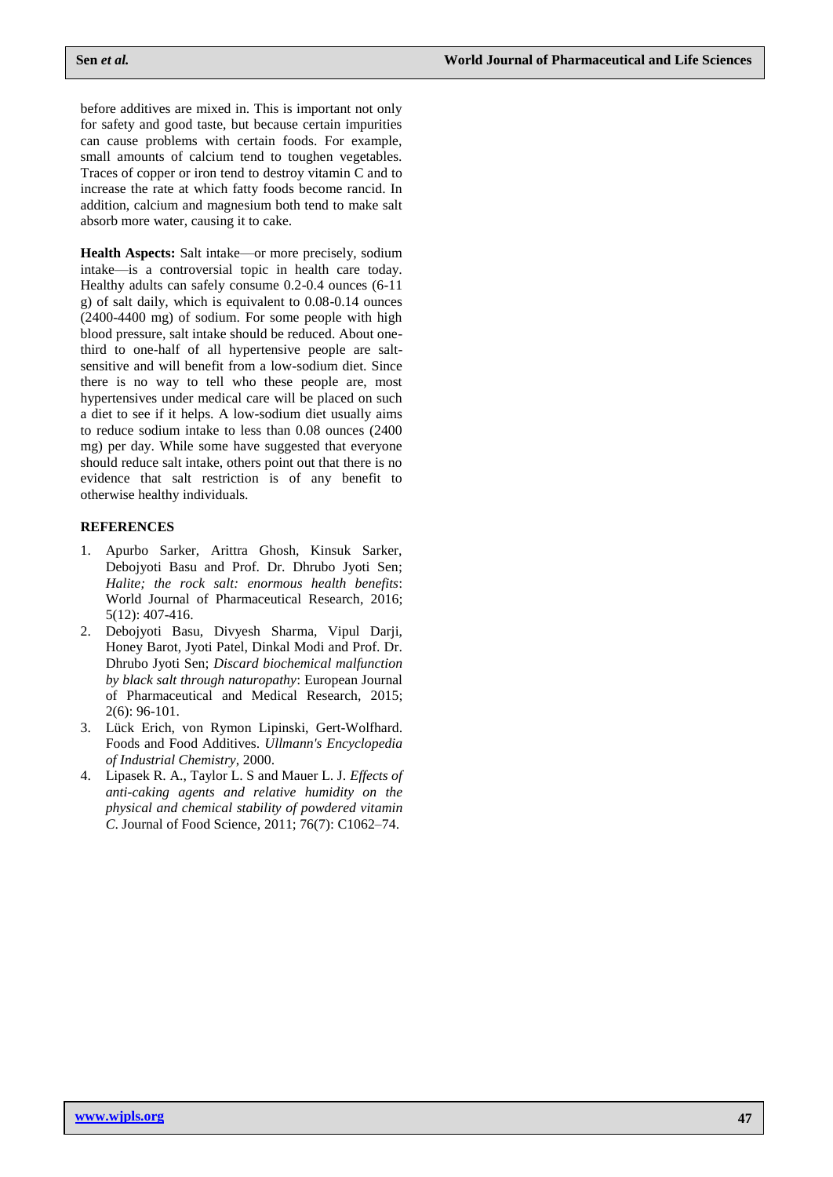before additives are mixed in. This is important not only for safety and good taste, but because certain impurities can cause problems with certain foods. For example, small amounts of calcium tend to toughen vegetables. Traces of copper or iron tend to destroy vitamin C and to increase the rate at which fatty foods become rancid. In addition, calcium and magnesium both tend to make salt absorb more water, causing it to cake.

**Health Aspects:** Salt intake—or more precisely, sodium intake—is a controversial topic in health care today. Healthy adults can safely consume 0.2-0.4 ounces (6-11 g) of salt daily, which is equivalent to 0.08-0.14 ounces (2400-4400 mg) of sodium. For some people with high blood pressure, salt intake should be reduced. About one-third to one-half of all hypertensive people are salt-sensitive and will benefit from a low-sodium diet. Since there is no way to tell who these people are, most hypertensives under medical care will be placed on such a diet to see if it helps. A low-sodium diet usually aims to reduce sodium intake to less than 0.08 ounces (2400 mg) per day. While some have suggested that everyone should reduce salt intake, others point out that there is no evidence that salt restriction is of any benefit to otherwise healthy individuals.

## REFERENCES

1. Apurbo Sarker, Arittra Ghosh, Kinsuk Sarker, Debojyoti Basu and Prof. Dr. Dhrubo Jyoti Sen; *Halite; the rock salt: enormous health benefits*: World Journal of Pharmaceutical Research, 2016; 5(12): 407-416.
2. Debojyoti Basu, Divyesh Sharma, Vipul Darji, Honey Barot, Jyoti Patel, Dinkal Modi and Prof. Dr. Dhrubo Jyoti Sen; *Discard biochemical malfunction by black salt through naturopathy*: European Journal of Pharmaceutical and Medical Research, 2015; 2(6): 96-101.
3. Lück Erich, von Rymon Lipinski, Gert-Wolfhard. Foods and Food Additives. *Ullmann's Encyclopedia of Industrial Chemistry*, 2000.
4. Lipasek R. A., Taylor L. S and Mauer L. J. *Effects of anti-caking agents and relative humidity on the physical and chemical stability of powdered vitamin C*. Journal of Food Science, 2011; 76(7): C1062–74.